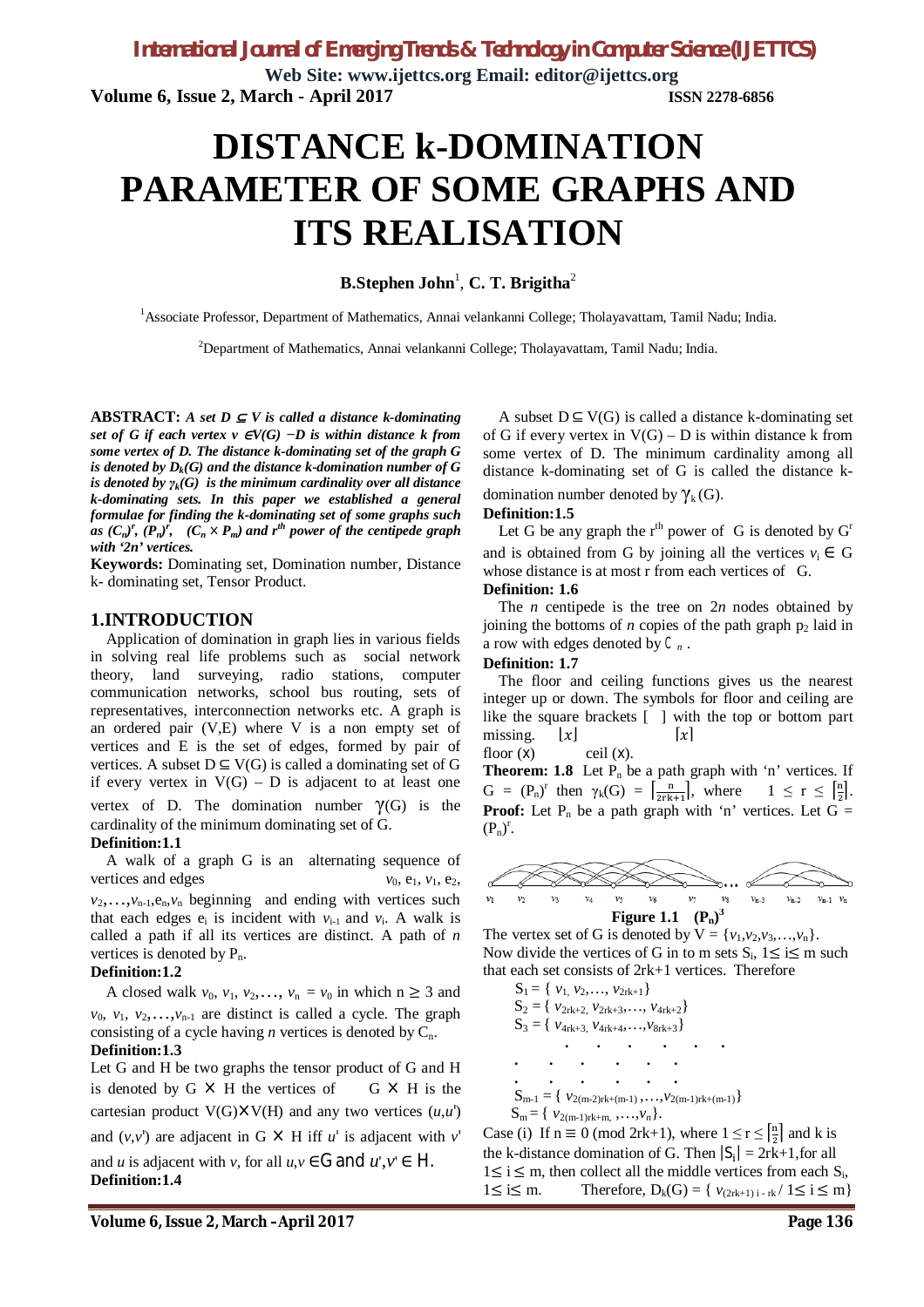# DISTANCE k-DOMINATION PARAMETER OF SOME GRAPHS AND ITS REALISATION

**B.Stephen John**[1], **C. T. Brigitha**[2]

[1]Associate Professor, Department of Mathematics, Annai velankanni College; Tholayavattam, Tamil Nadu; India.

[2]Department of Mathematics, Annai velankanni College; Tholayavattam, Tamil Nadu; India.

**ABSTRACT:** ***A set $D \subseteq V$ is called a distance k-dominating set of G if each vertex $v \in V(G) - D$ is within distance k from some vertex of D. The distance k-dominating set of the graph G is denoted by $D_k(G)$ and the distance k-domination number of G is denoted by $\gamma_k(G)$ is the minimum cardinality over all distance k-dominating sets. In this paper we established a general formulae for finding the k-dominating set of some graphs such as $(C_n)^r$, $(P_n)^r$, $(C_n \times P_m)$ and $r^{th}$ power of the centipede graph with '2n' vertices.***

**Keywords:** Dominating set, Domination number, Distance k- dominating set, Tensor Product.

## 1.INTRODUCTION

Application of domination in graph lies in various fields in solving real life problems such as social network theory, land surveying, radio stations, computer communication networks, school bus routing, sets of representatives, interconnection networks etc. A graph is an ordered pair (V,E) where V is a non empty set of vertices and E is the set of edges, formed by pair of vertices. A subset $D \subseteq V(G)$ is called a dominating set of G if every vertex in $V(G) - D$ is adjacent to at least one vertex of D. The domination number $\gamma(G)$ is the cardinality of the minimum dominating set of G.

**Definition:1.1**

A walk of a graph G is an alternating sequence of vertices and edges $v_0, e_1, v_1, e_2, v_2, \ldots, v_{n-1}, e_n, v_n$ beginning and ending with vertices such that each edges $e_i$ is incident with $v_{i-1}$ and $v_i$. A walk is called a path if all its vertices are distinct. A path of *n* vertices is denoted by $P_n$.

**Definition:1.2**

A closed walk $v_0, v_1, v_2, \ldots, v_n = v_0$ in which $n \geq 3$ and $v_0, v_1, v_2, \ldots, v_{n-1}$ are distinct is called a cycle. The graph consisting of a cycle having *n* vertices is denoted by $C_n$.

**Definition:1.3**

Let G and H be two graphs the tensor product of G and H is denoted by $G \times H$ the vertices of $G \times H$ is the cartesian product $V(G) \times V(H)$ and any two vertices $(u,u')$ and $(v,v')$ are adjacent in $G \times H$ iff $u'$ is adjacent with $v'$ and $u$ is adjacent with $v$, for all $u,v \in G$ and $u',v' \in H$.

**Definition:1.4**

A subset $D \subseteq V(G)$ is called a distance k-dominating set of G if every vertex in $V(G) - D$ is within distance k from some vertex of D. The minimum cardinality among all distance k-dominating set of G is called the distance k-domination number denoted by $\gamma_k(G)$.

**Definition:1.5**

Let G be any graph the $r^{th}$ power of G is denoted by $G^r$ and is obtained from G by joining all the vertices $v_i \in G$ whose distance is at most r from each vertices of G.

**Definition: 1.6**

The *n* centipede is the tree on 2*n* nodes obtained by joining the bottoms of *n* copies of the path graph $p_2$ laid in a row with edges denoted by $C_n$.

**Definition: 1.7**

The floor and ceiling functions gives us the nearest integer up or down. The symbols for floor and ceiling are like the square brackets [ ] with the top or bottom part missing. $\lfloor x \rfloor$ $\lceil x \rceil$

floor (x) ceil (x).

**Theorem: 1.8** Let $P_n$ be a path graph with 'n' vertices. If $G = (P_n)^r$ then $\gamma_k(G) = \left\lceil \frac{n}{2rk+1} \right\rceil$, where $1 \leq r \leq \left\lceil \frac{n}{2} \right\rceil$.

**Proof:** Let $P_n$ be a path graph with 'n' vertices. Let $G = (P_n)^r$.

**Figure 1.1** $(P_n)^3$

The vertex set of G is denoted by $V = \{v_1, v_2, v_3, \ldots, v_n\}$.

Now divide the vertices of G in to m sets $S_i$, $1 \leq i \leq m$ such that each sets consists of 2rk+1 vertices. Therefore

$S_1 = \{v_1, v_2, \ldots, v_{2rk+1}\}$

$S_2 = \{v_{2rk+2}, v_{2rk+3}, \ldots, v_{4rk+2}\}$

$S_3 = \{v_{4rk+3}, v_{4rk+4}, \ldots, v_{8rk+3}\}$

. . . . . . .

. . . . . .

. . . . . .

$S_{m-1} = \{v_{2(m-2)rk+(m-1)}, \ldots, v_{2(m-1)rk+(m-1)}\}$

$S_m = \{v_{2(m-1)rk+m}, \ldots, v_n\}$.

Case (i) If $n \equiv 0 \pmod{2rk+1}$, where $1 \leq r \leq \left\lceil \frac{n}{2} \right\rceil$ and k is the k-distance domination of G. Then $|S_i| = 2rk+1$, for all $1 \leq i \leq m$, then collect all the middle vertices from each $S_i$, $1 \leq i \leq m$. Therefore, $D_k(G) = \{v_{(2rk+1)i - rk} / 1 \leq i \leq m\}$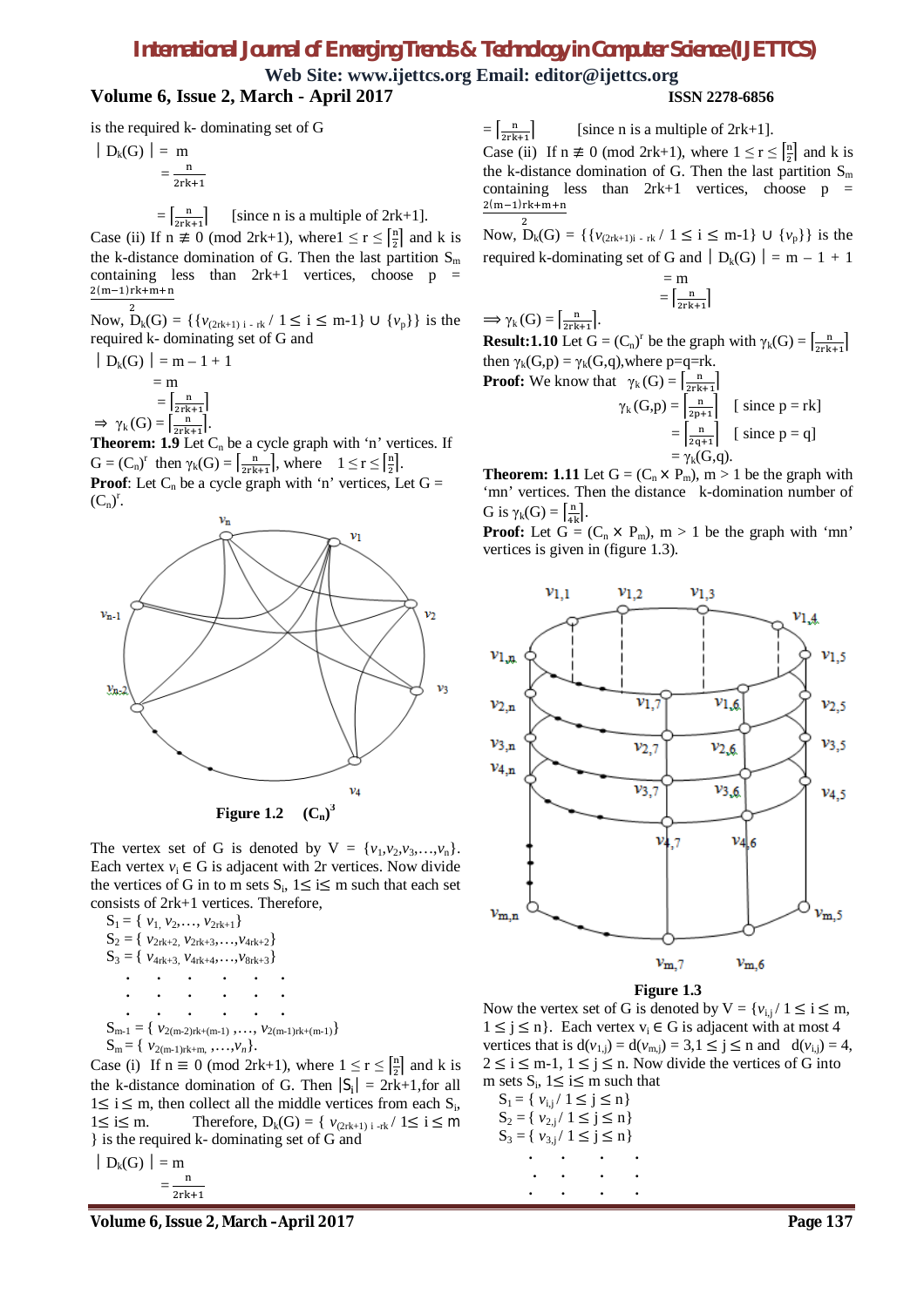is the required k- dominating set of G

$|D_k(G)| = m$

$= \frac{n}{2rk+1}$

$= \left\lceil \frac{n}{2rk+1} \right\rceil$ [since n is a multiple of 2rk+1].

Case (ii) If $n \not\equiv 0 \pmod{2rk+1}$, where $1 \le r \le \left\lceil \frac{n}{2} \right\rceil$ and k is the k-distance domination of G. Then the last partition $S_m$ containing less than 2rk+1 vertices, choose $p = \frac{2(m-1)rk+m+n}{2}$

Now, $D_k(G) = \{\{v_{(2rk+1)\,i\,-\,rk} \,/\, 1 \le i \le m\text{-}1\} \cup \{v_p\}\}$ is the required k- dominating set of G and

$|D_k(G)| = m - 1 + 1$

$= m$

$= \left\lceil \frac{n}{2rk+1} \right\rceil$

$\Rightarrow \gamma_k(G) = \left\lceil \frac{n}{2rk+1} \right\rceil$.

**Theorem: 1.9** Let $C_n$ be a cycle graph with 'n' vertices. If $G = (C_n)^r$ then $\gamma_k(G) = \left\lceil \frac{n}{2rk+1} \right\rceil$, where $1 \le r \le \left\lceil \frac{n}{2} \right\rceil$.

**Proof**: Let $C_n$ be a cycle graph with 'n' vertices, Let $G = (C_n)^r$.

**Figure 1.2** $(C_n)^3$

The vertex set of G is denoted by $V = \{v_1, v_2, v_3, \ldots, v_n\}$. Each vertex $v_i \in G$ is adjacent with 2r vertices. Now divide the vertices of G in to m sets $S_i$, $1 \le i \le m$ such that each set consists of 2rk+1 vertices. Therefore,

$S_1 = \{ v_1, v_2, \ldots, v_{2rk+1}\}$
$S_2 = \{ v_{2rk+2}, v_{2rk+3}, \ldots, v_{4rk+2}\}$
$S_3 = \{ v_{4rk+3}, v_{4rk+4}, \ldots, v_{8rk+3}\}$
. . . . . .
. . . . . .
. . . . . .
$S_{m-1} = \{ v_{2(m-2)rk+(m-1)}, \ldots, v_{2(m-1)rk+(m-1)}\}$
$S_m = \{ v_{2(m-1)rk+m}, \ldots, v_n\}$.

Case (i) If $n \equiv 0 \pmod{2rk+1}$, where $1 \le r \le \left\lceil \frac{n}{2} \right\rceil$ and k is the k-distance domination of G. Then $|S_i| = 2rk+1$, for all $1 \le i \le m$, then collect all the middle vertices from each $S_i$, $1 \le i \le m$. Therefore, $D_k(G) = \{ v_{(2rk+1)\,i\,-rk} \,/\, 1 \le i \le m \}$ is the required k- dominating set of G and

$|D_k(G)| = m$

$= \frac{n}{2rk+1}$

$= \left\lceil \frac{n}{2rk+1} \right\rceil$ [since n is a multiple of 2rk+1].

Case (ii) If $n \not\equiv 0 \pmod{2rk+1}$, where $1 \le r \le \left\lceil \frac{n}{2} \right\rceil$ and k is the k-distance domination of G. Then the last partition $S_m$ containing less than 2rk+1 vertices, choose $p = \frac{2(m-1)rk+m+n}{2}$

Now, $D_k(G) = \{\{v_{(2rk+1)i\,-\,rk} \,/\, 1 \le i \le m\text{-}1\} \cup \{v_p\}\}$ is the required k-dominating set of G and $|D_k(G)| = m - 1 + 1$

$= m$

$= \left\lceil \frac{n}{2rk+1} \right\rceil$

$\Rightarrow \gamma_k(G) = \left\lceil \frac{n}{2rk+1} \right\rceil$.

**Result:1.10** Let $G = (C_n)^r$ be the graph with $\gamma_k(G) = \left\lceil \frac{n}{2rk+1} \right\rceil$ then $\gamma_k(G,p) = \gamma_k(G,q)$, where p=q=rk.

**Proof:** We know that $\gamma_k(G) = \left\lceil \frac{n}{2rk+1} \right\rceil$

$\gamma_k(G,p) = \left\lceil \frac{n}{2p+1} \right\rceil$ [ since p = rk]

$= \left\lceil \frac{n}{2q+1} \right\rceil$ [ since p = q]

$= \gamma_k(G,q)$.

**Theorem: 1.11** Let $G = (C_n \times P_m)$, $m > 1$ be the graph with 'mn' vertices. Then the distance k-domination number of G is $\gamma_k(G) = \left\lceil \frac{n}{4k} \right\rceil$.

**Proof:** Let $G = (C_n \times P_m)$, $m > 1$ be the graph with 'mn' vertices is given in (figure 1.3).

**Figure 1.3**

Now the vertex set of G is denoted by $V = \{v_{i,j} \,/\, 1 \le i \le m, 1 \le j \le n\}$. Each vertex $v_i \in G$ is adjacent with at most 4 vertices that is $d(v_{1,j}) = d(v_{m,j}) = 3, 1 \le j \le n$ and $d(v_{i,j}) = 4$, $2 \le i \le m\text{-}1$, $1 \le j \le n$. Now divide the vertices of G into m sets $S_i$, $1 \le i \le m$ such that

$S_1 = \{ v_{1,j} \,/\, 1 \le j \le n\}$
$S_2 = \{ v_{2,j} \,/\, 1 \le j \le n\}$
$S_3 = \{ v_{3,j} \,/\, 1 \le j \le n\}$
. . . .
. . . .
. . . .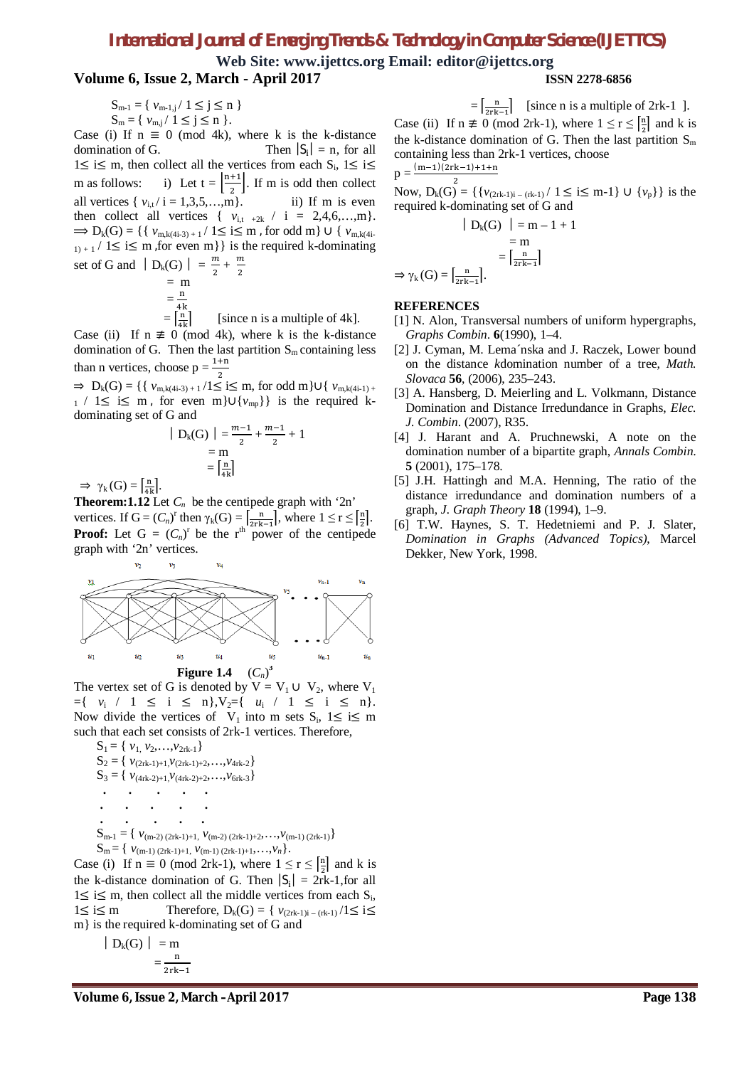$S_{m-1} = \{ v_{m-1,j} / 1 \leq j \leq n \}$

$S_m = \{ v_{m,j} / 1 \leq j \leq n \}$.

Case (i) If $n \equiv 0 \pmod{4k}$, where k is the k-distance domination of G. Then $|S_i| = n$, for all $1 \leq i \leq m$, then collect all the vertices from each $S_i$, $1 \leq i \leq m$ as follows: i) Let $t = \left\lceil \frac{n+1}{2} \right\rceil$. If m is odd then collect all vertices $\{ v_{i,t} / i = 1,3,5,\ldots,m\}$. ii) If m is even then collect all vertices $\{ v_{i,t+2k} / i = 2,4,6,\ldots,m\}$.

$\Rightarrow D_k(G) = \{\{ v_{m,k(4i-3)+1} / 1 \leq i \leq m$, for odd m$\} \cup \{ v_{m,k(4i-1)+1} / 1 \leq i \leq m$, for even m$\}\}$ is the required k-dominating set of G and $|D_k(G)| = \frac{m}{2} + \frac{m}{2}$

$$= m$$

$$= \frac{n}{4k}$$

$$= \left\lceil \frac{n}{4k} \right\rceil \quad \text{[since n is a multiple of 4k].}$$

Case (ii) If $n \not\equiv 0 \pmod{4k}$, where k is the k-distance domination of G. Then the last partition $S_m$ containing less than n vertices, choose $p = \frac{1+n}{2}$

$\Rightarrow D_k(G) = \{\{ v_{m,k(4i-3)+1} / 1 \leq i \leq m$, for odd m$\} \cup \{ v_{m,k(4i-1)+1} / 1 \leq i \leq m$, for even m$\} \cup \{v_{mp}\}\}$ is the required k-dominating set of G and

$$|D_k(G)| = \frac{m-1}{2} + \frac{m-1}{2} + 1$$

$$= m$$

$$= \left\lceil \frac{n}{4k} \right\rceil$$

$\Rightarrow \gamma_k(G) = \left\lceil \frac{n}{4k} \right\rceil$.

**Theorem:1.12** Let $C_n$ be the centipede graph with '2n' vertices. If $G = (C_n)^r$ then $\gamma_k(G) = \left\lceil \frac{n}{2rk-1} \right\rceil$, where $1 \leq r \leq \left\lceil \frac{n}{2} \right\rceil$.

**Proof:** Let $G = (C_n)^r$ be the $r^{th}$ power of the centipede graph with '2n' vertices.

$v_2$ $v_3$ $v_4$ $v_1$ $v_5$ $v_{n-1}$ $v_n$
$u_1$ $u_2$ $u_3$ $u_4$ $u_5$ $u_{n-1}$ $u_n$

**Figure 1.4** $(C_n)^s$

The vertex set of G is denoted by $V = V_1 \cup V_2$, where $V_1 = \{ v_i / 1 \leq i \leq n\}$, $V_2 = \{ u_i / 1 \leq i \leq n\}$. Now divide the vertices of $V_1$ into m sets $S_i$, $1 \leq i \leq m$ such that each set consists of $2rk-1$ vertices. Therefore,

$S_1 = \{ v_1, v_2,\ldots,v_{2rk-1}\}$

$S_2 = \{ v_{(2rk-1)+1}, v_{(2rk-1)+2},\ldots,v_{4rk-2}\}$

$S_3 = \{ v_{(4rk-2)+1}, v_{(4rk-2)+2},\ldots,v_{6rk-3}\}$

. . . . .

. . . . .

. . . . .

$S_{m-1} = \{ v_{(m-2)(2rk-1)+1}, v_{(m-2)(2rk-1)+2},\ldots,v_{(m-1)(2rk-1)}\}$

$S_m = \{ v_{(m-1)(2rk-1)+1}, v_{(m-1)(2rk-1)+1},\ldots,v_n\}$.

Case (i) If $n \equiv 0 \pmod{2rk-1}$, where $1 \leq r \leq \left\lceil \frac{n}{2} \right\rceil$ and k is the k-distance domination of G. Then $|S_i| = 2rk-1$, for all $1 \leq i \leq m$, then collect all the middle vertices from each $S_i$, $1 \leq i \leq m$. Therefore, $D_k(G) = \{ v_{(2rk-1)i-(rk-1)} / 1 \leq i \leq m\}$ is the required k-dominating set of G and

$$|D_k(G)| = m$$

$$= \frac{n}{2rk-1}$$

$$= \left\lceil \frac{n}{2rk-1} \right\rceil \quad \text{[since n is a multiple of 2rk-1 ].}$$

Case (ii) If $n \not\equiv 0 \pmod{2rk-1}$, where $1 \leq r \leq \left\lceil \frac{n}{2} \right\rceil$ and k is the k-distance domination of G. Then the last partition $S_m$ containing less than $2rk-1$ vertices, choose $p = \frac{(m-1)(2rk-1)+1+n}{2}$

Now, $D_k(G) = \{\{v_{(2rk-1)i-(rk-1)} / 1 \leq i \leq m-1\} \cup \{v_p\}\}$ is the required k-dominating set of G and

$$|D_k(G)| = m - 1 + 1$$

$$= m$$

$$= \left\lceil \frac{n}{2rk-1} \right\rceil$$

$\Rightarrow \gamma_k(G) = \left\lceil \frac{n}{2rk-1} \right\rceil$.

## REFERENCES

[1] N. Alon, Transversal numbers of uniform hypergraphs, *Graphs Combin.* **6**(1990), 1–4.

[2] J. Cyman, M. Lema´nska and J. Raczek, Lower bound on the distance *k*domination number of a tree, *Math. Slovaca* **56**, (2006), 235–243.

[3] A. Hansberg, D. Meierling and L. Volkmann, Distance Domination and Distance Irredundance in Graphs, *Elec. J. Combin.* (2007), R35.

[4] J. Harant and A. Pruchnewski, A note on the domination number of a bipartite graph, *Annals Combin.* **5** (2001), 175–178.

[5] J.H. Hattingh and M.A. Henning, The ratio of the distance irredundance and domination numbers of a graph, *J. Graph Theory* **18** (1994), 1–9.

[6] T.W. Haynes, S. T. Hedetniemi and P. J. Slater, *Domination in Graphs (Advanced Topics)*, Marcel Dekker, New York, 1998.